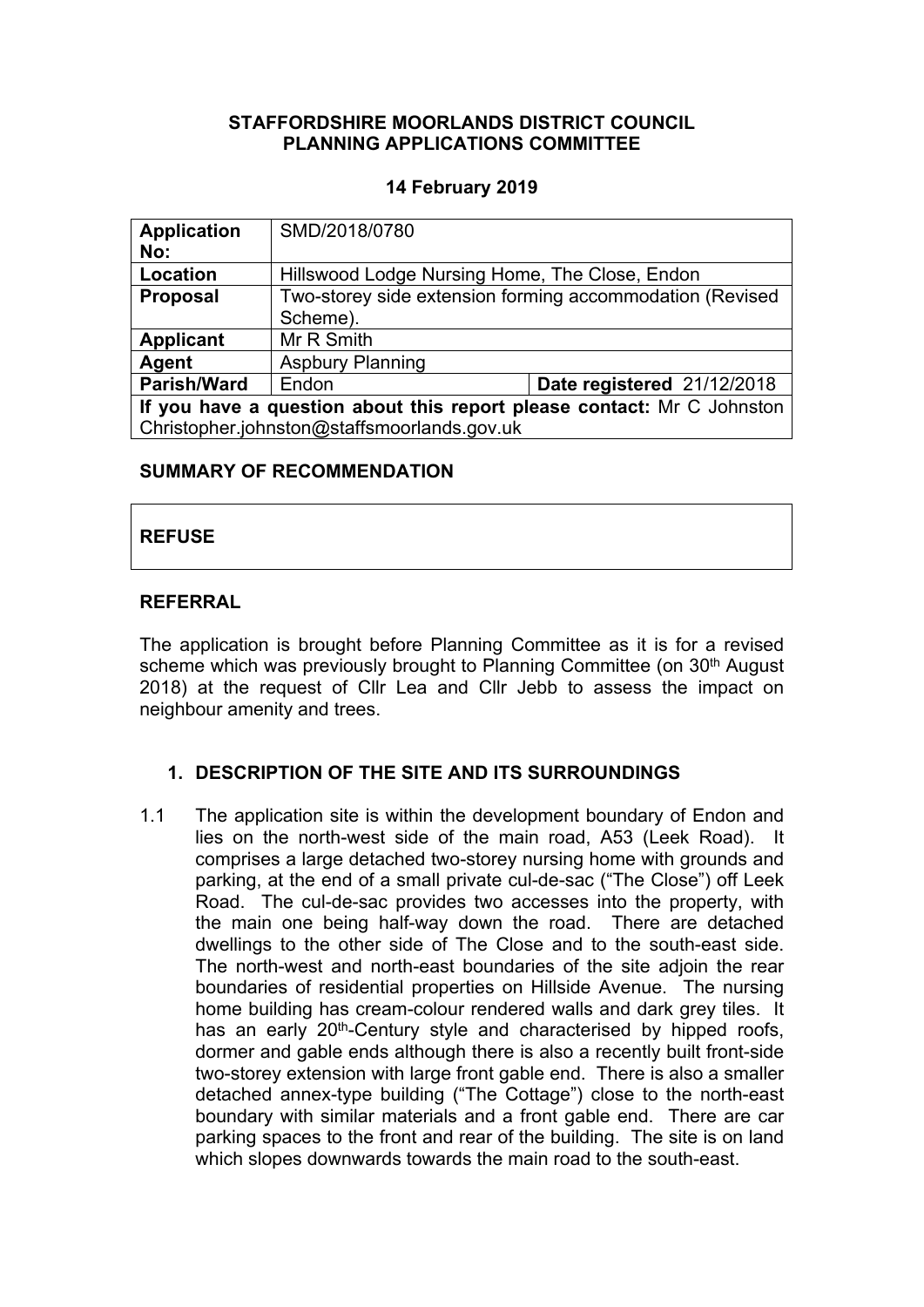**STAFFORDSHIRE MOORLANDS DISTRICT COUNCIL**
**PLANNING APPLICATIONS COMMITTEE**

**14 February 2019**

| **Application No:** | SMD/2018/0780 | |
|---|---|---|
| **Location** | Hillswood Lodge Nursing Home, The Close, Endon | |
| **Proposal** | Two-storey side extension forming accommodation (Revised Scheme). | |
| **Applicant** | Mr R Smith | |
| **Agent** | Aspbury Planning | |
| **Parish/Ward** | Endon | **Date registered** 21/12/2018 |
| **If you have a question about this report please contact:** Mr C Johnston Christopher.johnston@staffsmoorlands.gov.uk | | |

**SUMMARY OF RECOMMENDATION**

**REFUSE**

**REFERRAL**

The application is brought before Planning Committee as it is for a revised scheme which was previously brought to Planning Committee (on 30th August 2018) at the request of Cllr Lea and Cllr Jebb to assess the impact on neighbour amenity and trees.

## 1. DESCRIPTION OF THE SITE AND ITS SURROUNDINGS

1.1 The application site is within the development boundary of Endon and lies on the north-west side of the main road, A53 (Leek Road). It comprises a large detached two-storey nursing home with grounds and parking, at the end of a small private cul-de-sac ("The Close") off Leek Road. The cul-de-sac provides two accesses into the property, with the main one being half-way down the road. There are detached dwellings to the other side of The Close and to the south-east side. The north-west and north-east boundaries of the site adjoin the rear boundaries of residential properties on Hillside Avenue. The nursing home building has cream-colour rendered walls and dark grey tiles. It has an early 20th-Century style and characterised by hipped roofs, dormer and gable ends although there is also a recently built front-side two-storey extension with large front gable end. There is also a smaller detached annex-type building ("The Cottage") close to the north-east boundary with similar materials and a front gable end. There are car parking spaces to the front and rear of the building. The site is on land which slopes downwards towards the main road to the south-east.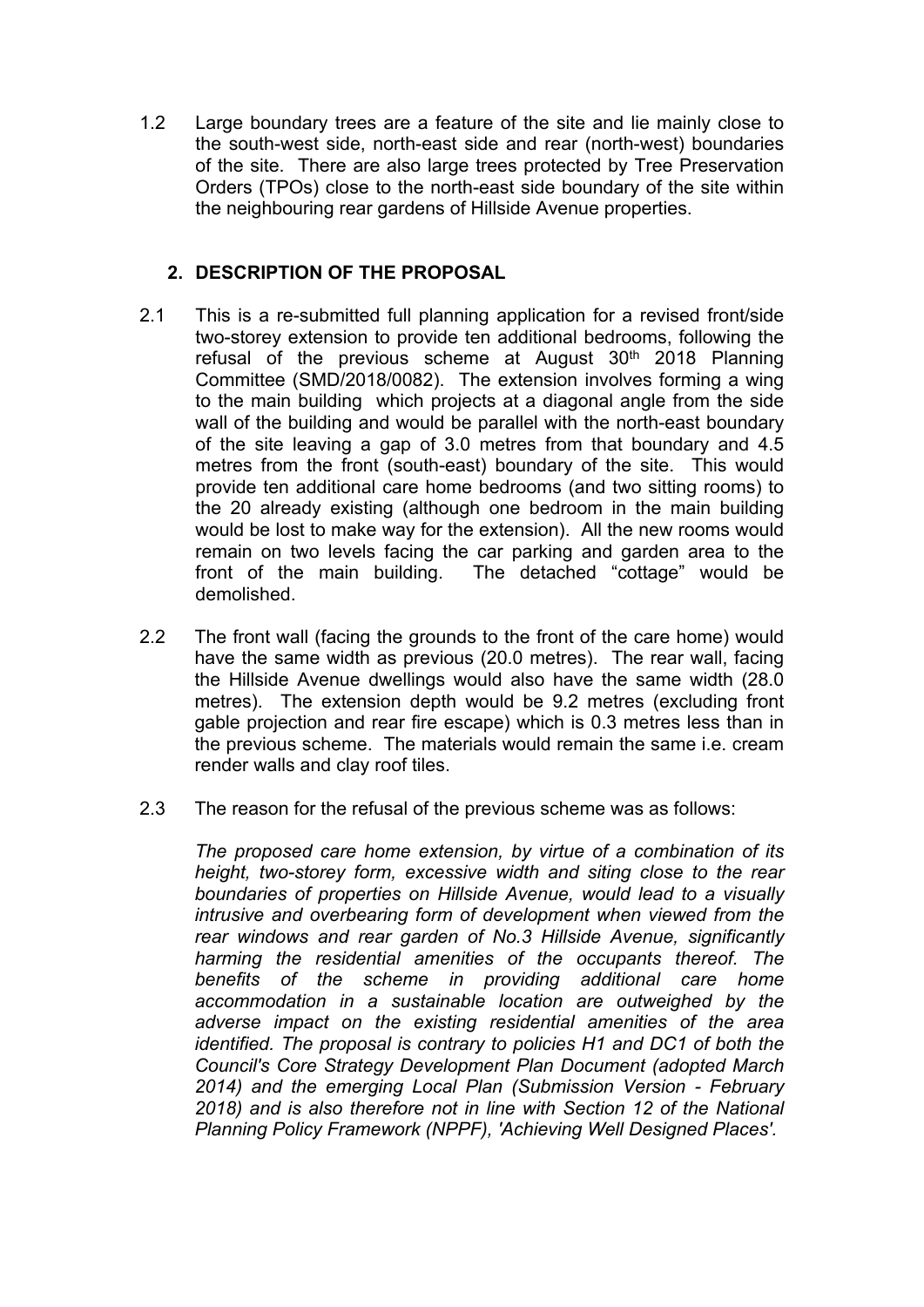1.2 Large boundary trees are a feature of the site and lie mainly close to the south-west side, north-east side and rear (north-west) boundaries of the site. There are also large trees protected by Tree Preservation Orders (TPOs) close to the north-east side boundary of the site within the neighbouring rear gardens of Hillside Avenue properties.

## 2. DESCRIPTION OF THE PROPOSAL

2.1 This is a re-submitted full planning application for a revised front/side two-storey extension to provide ten additional bedrooms, following the refusal of the previous scheme at August 30th 2018 Planning Committee (SMD/2018/0082). The extension involves forming a wing to the main building which projects at a diagonal angle from the side wall of the building and would be parallel with the north-east boundary of the site leaving a gap of 3.0 metres from that boundary and 4.5 metres from the front (south-east) boundary of the site. This would provide ten additional care home bedrooms (and two sitting rooms) to the 20 already existing (although one bedroom in the main building would be lost to make way for the extension). All the new rooms would remain on two levels facing the car parking and garden area to the front of the main building. The detached "cottage" would be demolished.

2.2 The front wall (facing the grounds to the front of the care home) would have the same width as previous (20.0 metres). The rear wall, facing the Hillside Avenue dwellings would also have the same width (28.0 metres). The extension depth would be 9.2 metres (excluding front gable projection and rear fire escape) which is 0.3 metres less than in the previous scheme. The materials would remain the same i.e. cream render walls and clay roof tiles.

2.3 The reason for the refusal of the previous scheme was as follows:

*The proposed care home extension, by virtue of a combination of its height, two-storey form, excessive width and siting close to the rear boundaries of properties on Hillside Avenue, would lead to a visually intrusive and overbearing form of development when viewed from the rear windows and rear garden of No.3 Hillside Avenue, significantly harming the residential amenities of the occupants thereof. The benefits of the scheme in providing additional care home accommodation in a sustainable location are outweighed by the adverse impact on the existing residential amenities of the area identified. The proposal is contrary to policies H1 and DC1 of both the Council's Core Strategy Development Plan Document (adopted March 2014) and the emerging Local Plan (Submission Version - February 2018) and is also therefore not in line with Section 12 of the National Planning Policy Framework (NPPF), 'Achieving Well Designed Places'.*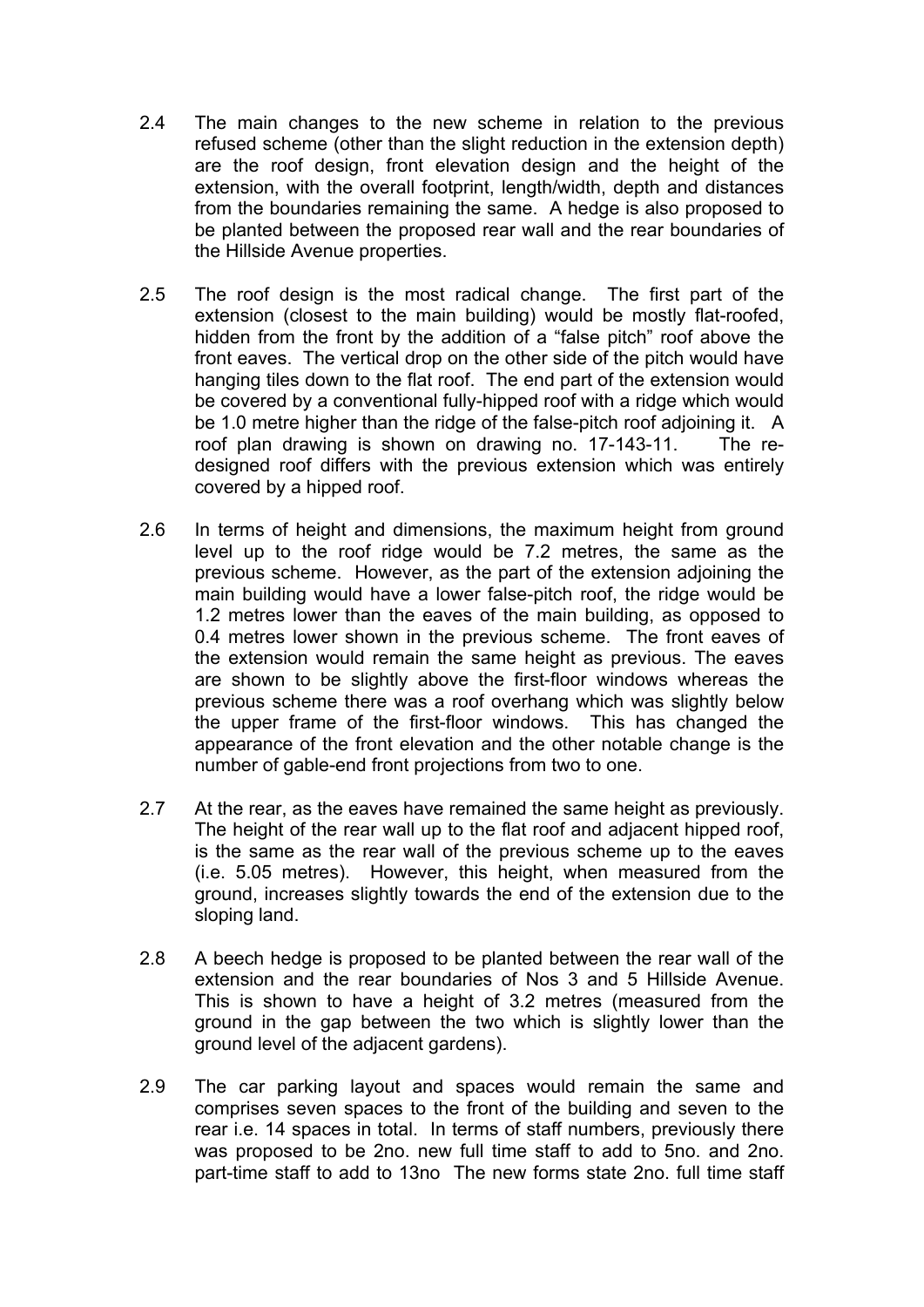2.4 The main changes to the new scheme in relation to the previous refused scheme (other than the slight reduction in the extension depth) are the roof design, front elevation design and the height of the extension, with the overall footprint, length/width, depth and distances from the boundaries remaining the same. A hedge is also proposed to be planted between the proposed rear wall and the rear boundaries of the Hillside Avenue properties.

2.5 The roof design is the most radical change. The first part of the extension (closest to the main building) would be mostly flat-roofed, hidden from the front by the addition of a "false pitch" roof above the front eaves. The vertical drop on the other side of the pitch would have hanging tiles down to the flat roof. The end part of the extension would be covered by a conventional fully-hipped roof with a ridge which would be 1.0 metre higher than the ridge of the false-pitch roof adjoining it. A roof plan drawing is shown on drawing no. 17-143-11. The re-designed roof differs with the previous extension which was entirely covered by a hipped roof.

2.6 In terms of height and dimensions, the maximum height from ground level up to the roof ridge would be 7.2 metres, the same as the previous scheme. However, as the part of the extension adjoining the main building would have a lower false-pitch roof, the ridge would be 1.2 metres lower than the eaves of the main building, as opposed to 0.4 metres lower shown in the previous scheme. The front eaves of the extension would remain the same height as previous. The eaves are shown to be slightly above the first-floor windows whereas the previous scheme there was a roof overhang which was slightly below the upper frame of the first-floor windows. This has changed the appearance of the front elevation and the other notable change is the number of gable-end front projections from two to one.

2.7 At the rear, as the eaves have remained the same height as previously. The height of the rear wall up to the flat roof and adjacent hipped roof, is the same as the rear wall of the previous scheme up to the eaves (i.e. 5.05 metres). However, this height, when measured from the ground, increases slightly towards the end of the extension due to the sloping land.

2.8 A beech hedge is proposed to be planted between the rear wall of the extension and the rear boundaries of Nos 3 and 5 Hillside Avenue. This is shown to have a height of 3.2 metres (measured from the ground in the gap between the two which is slightly lower than the ground level of the adjacent gardens).

2.9 The car parking layout and spaces would remain the same and comprises seven spaces to the front of the building and seven to the rear i.e. 14 spaces in total. In terms of staff numbers, previously there was proposed to be 2no. new full time staff to add to 5no. and 2no. part-time staff to add to 13no The new forms state 2no. full time staff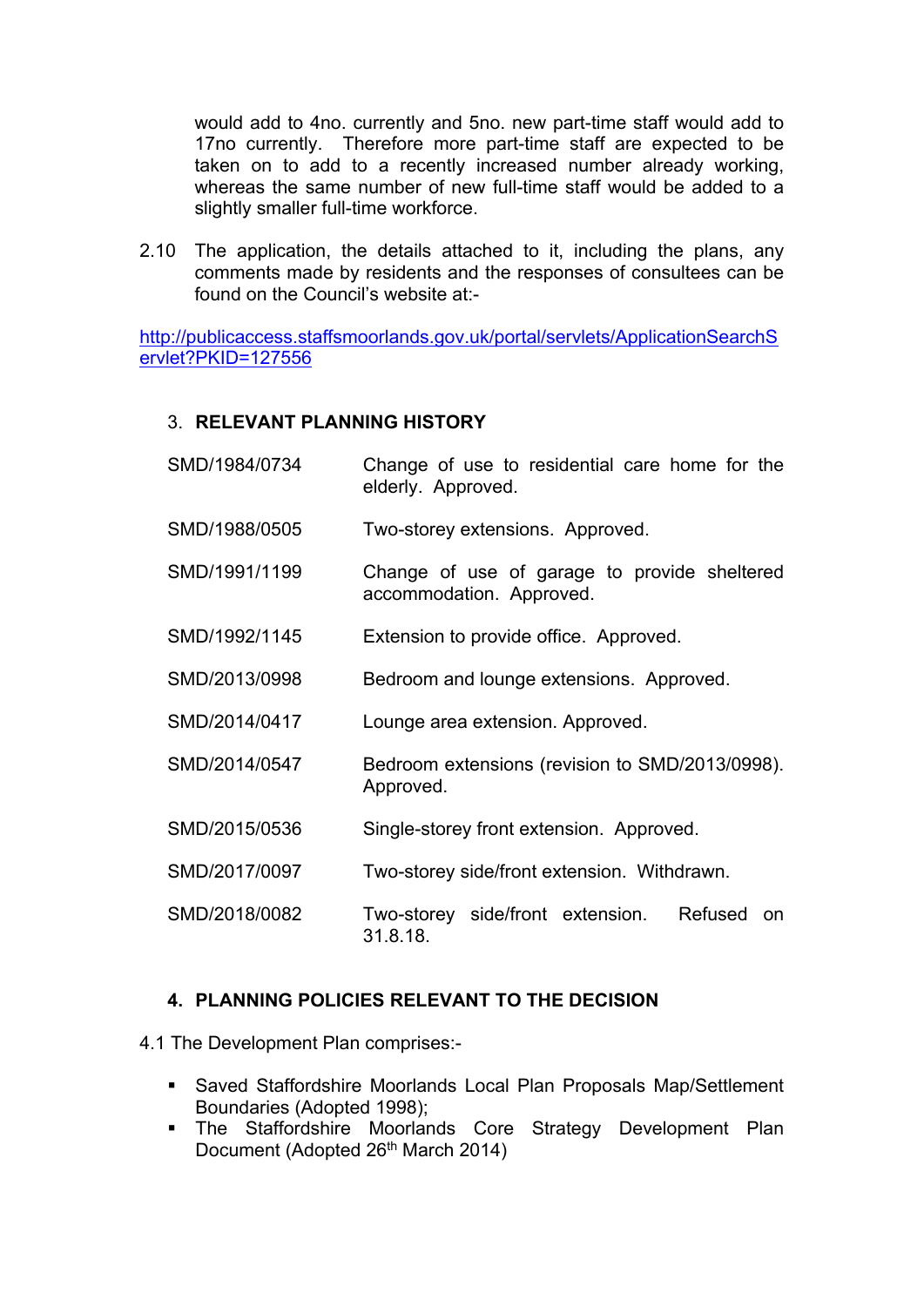would add to 4no. currently and 5no. new part-time staff would add to 17no currently. Therefore more part-time staff are expected to be taken on to add to a recently increased number already working, whereas the same number of new full-time staff would be added to a slightly smaller full-time workforce.

2.10 The application, the details attached to it, including the plans, any comments made by residents and the responses of consultees can be found on the Council's website at:-

http://publicaccess.staffsmoorlands.gov.uk/portal/servlets/ApplicationSearchServlet?PKID=127556

## 3. RELEVANT PLANNING HISTORY

| | |
|---|---|
| SMD/1984/0734 | Change of use to residential care home for the elderly. Approved. |
| SMD/1988/0505 | Two-storey extensions. Approved. |
| SMD/1991/1199 | Change of use of garage to provide sheltered accommodation. Approved. |
| SMD/1992/1145 | Extension to provide office. Approved. |
| SMD/2013/0998 | Bedroom and lounge extensions. Approved. |
| SMD/2014/0417 | Lounge area extension. Approved. |
| SMD/2014/0547 | Bedroom extensions (revision to SMD/2013/0998). Approved. |
| SMD/2015/0536 | Single-storey front extension. Approved. |
| SMD/2017/0097 | Two-storey side/front extension. Withdrawn. |
| SMD/2018/0082 | Two-storey side/front extension. Refused on 31.8.18. |

## 4. PLANNING POLICIES RELEVANT TO THE DECISION

4.1 The Development Plan comprises:-

- Saved Staffordshire Moorlands Local Plan Proposals Map/Settlement Boundaries (Adopted 1998);
- The Staffordshire Moorlands Core Strategy Development Plan Document (Adopted 26th March 2014)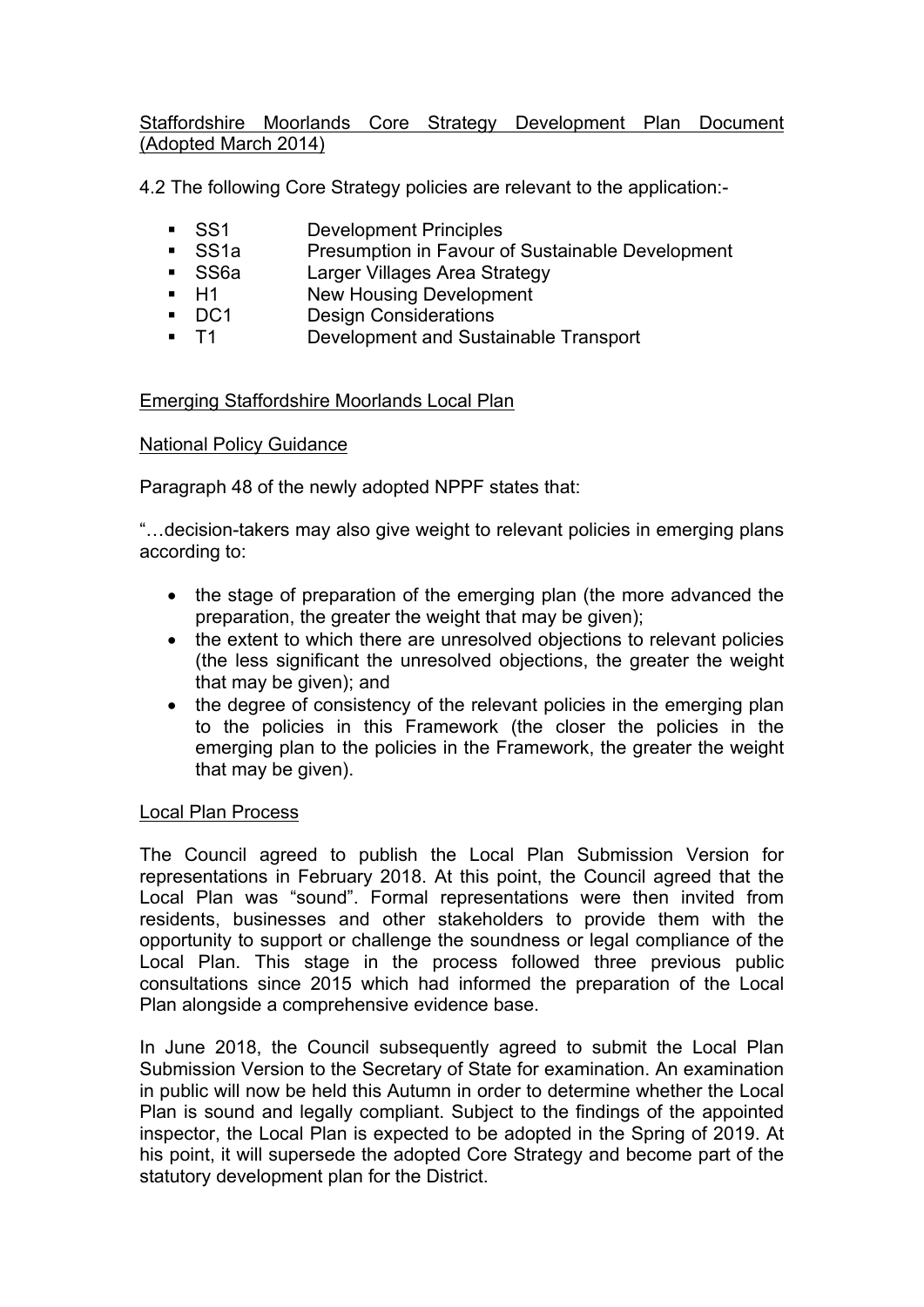<u>Staffordshire Moorlands Core Strategy Development Plan Document (Adopted March 2014)</u>

4.2 The following Core Strategy policies are relevant to the application:-

- SS1 Development Principles
- SS1a Presumption in Favour of Sustainable Development
- SS6a Larger Villages Area Strategy
- H1 New Housing Development
- DC1 Design Considerations
- T1 Development and Sustainable Transport

<u>Emerging Staffordshire Moorlands Local Plan</u>

<u>National Policy Guidance</u>

Paragraph 48 of the newly adopted NPPF states that:

"…decision-takers may also give weight to relevant policies in emerging plans according to:

- the stage of preparation of the emerging plan (the more advanced the preparation, the greater the weight that may be given);
- the extent to which there are unresolved objections to relevant policies (the less significant the unresolved objections, the greater the weight that may be given); and
- the degree of consistency of the relevant policies in the emerging plan to the policies in this Framework (the closer the policies in the emerging plan to the policies in the Framework, the greater the weight that may be given).

<u>Local Plan Process</u>

The Council agreed to publish the Local Plan Submission Version for representations in February 2018. At this point, the Council agreed that the Local Plan was "sound". Formal representations were then invited from residents, businesses and other stakeholders to provide them with the opportunity to support or challenge the soundness or legal compliance of the Local Plan. This stage in the process followed three previous public consultations since 2015 which had informed the preparation of the Local Plan alongside a comprehensive evidence base.

In June 2018, the Council subsequently agreed to submit the Local Plan Submission Version to the Secretary of State for examination. An examination in public will now be held this Autumn in order to determine whether the Local Plan is sound and legally compliant. Subject to the findings of the appointed inspector, the Local Plan is expected to be adopted in the Spring of 2019. At his point, it will supersede the adopted Core Strategy and become part of the statutory development plan for the District.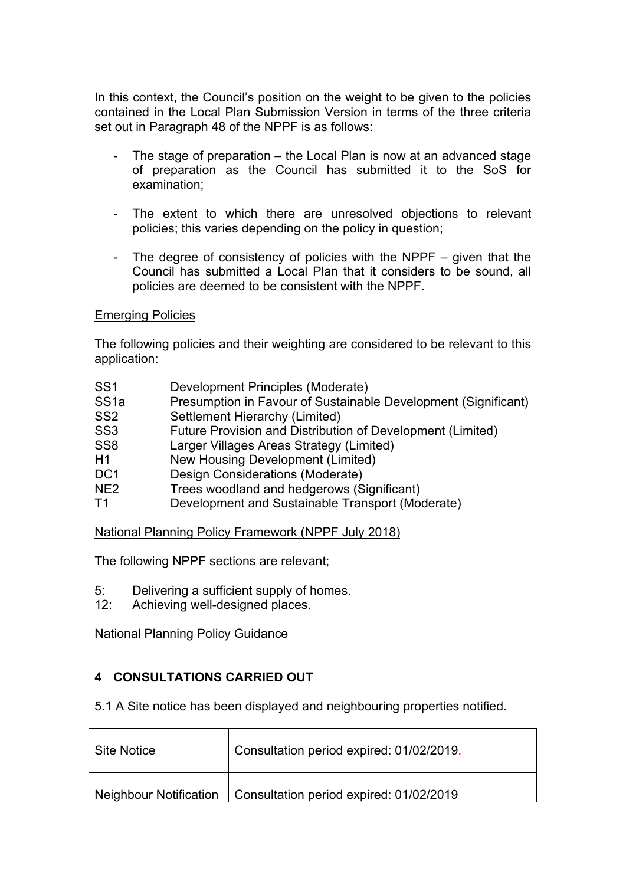In this context, the Council's position on the weight to be given to the policies contained in the Local Plan Submission Version in terms of the three criteria set out in Paragraph 48 of the NPPF is as follows:

- The stage of preparation – the Local Plan is now at an advanced stage of preparation as the Council has submitted it to the SoS for examination;

- The extent to which there are unresolved objections to relevant policies; this varies depending on the policy in question;

- The degree of consistency of policies with the NPPF – given that the Council has submitted a Local Plan that it considers to be sound, all policies are deemed to be consistent with the NPPF.

<u>Emerging Policies</u>

The following policies and their weighting are considered to be relevant to this application:

| | |
|---|---|
| SS1 | Development Principles (Moderate) |
| SS1a | Presumption in Favour of Sustainable Development (Significant) |
| SS2 | Settlement Hierarchy (Limited) |
| SS3 | Future Provision and Distribution of Development (Limited) |
| SS8 | Larger Villages Areas Strategy (Limited) |
| H1 | New Housing Development (Limited) |
| DC1 | Design Considerations (Moderate) |
| NE2 | Trees woodland and hedgerows (Significant) |
| T1 | Development and Sustainable Transport (Moderate) |

<u>National Planning Policy Framework (NPPF July 2018)</u>

The following NPPF sections are relevant;

5: Delivering a sufficient supply of homes.
12: Achieving well-designed places.

<u>National Planning Policy Guidance</u>

## 4 CONSULTATIONS CARRIED OUT

5.1 A Site notice has been displayed and neighbouring properties notified.

| | |
|---|---|
| Site Notice | Consultation period expired: 01/02/2019. |
| Neighbour Notification | Consultation period expired: 01/02/2019 |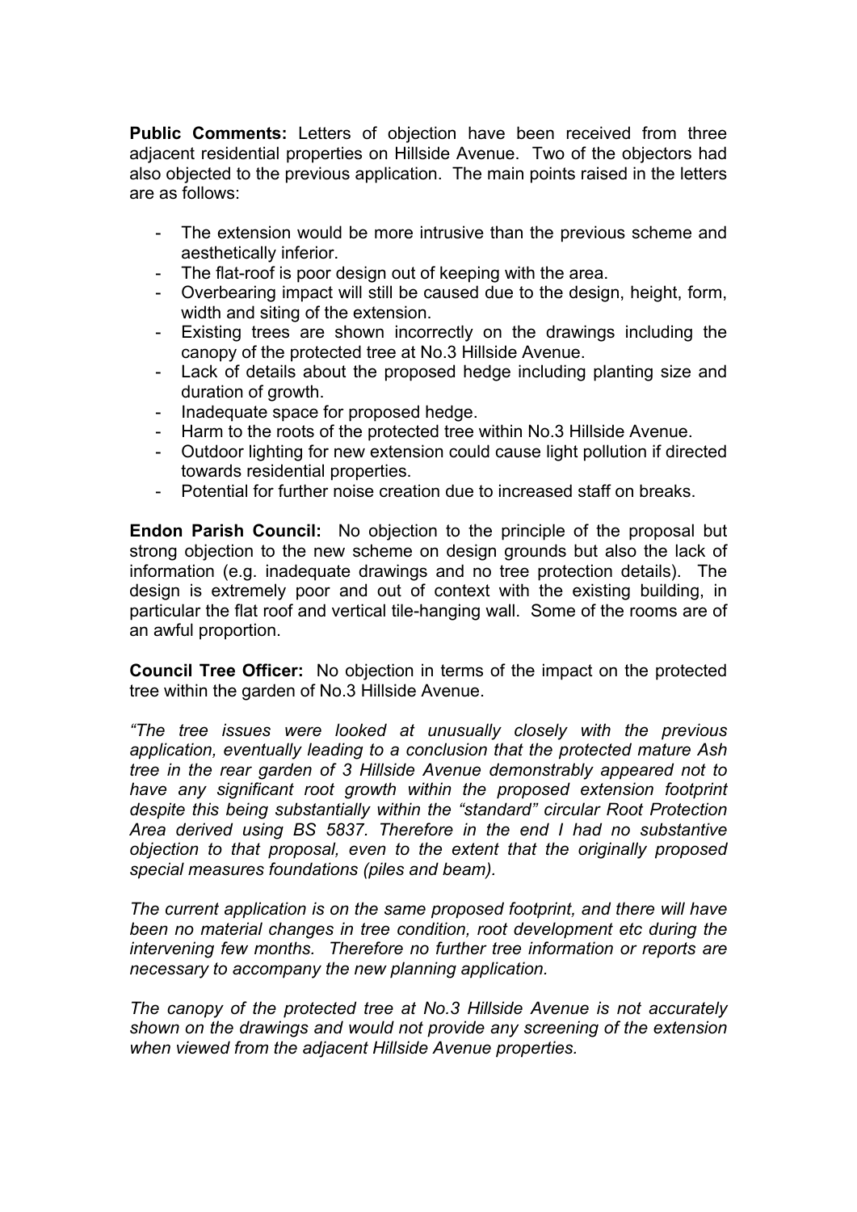**Public Comments:** Letters of objection have been received from three adjacent residential properties on Hillside Avenue. Two of the objectors had also objected to the previous application. The main points raised in the letters are as follows:

- The extension would be more intrusive than the previous scheme and aesthetically inferior.
- The flat-roof is poor design out of keeping with the area.
- Overbearing impact will still be caused due to the design, height, form, width and siting of the extension.
- Existing trees are shown incorrectly on the drawings including the canopy of the protected tree at No.3 Hillside Avenue.
- Lack of details about the proposed hedge including planting size and duration of growth.
- Inadequate space for proposed hedge.
- Harm to the roots of the protected tree within No.3 Hillside Avenue.
- Outdoor lighting for new extension could cause light pollution if directed towards residential properties.
- Potential for further noise creation due to increased staff on breaks.

**Endon Parish Council:** No objection to the principle of the proposal but strong objection to the new scheme on design grounds but also the lack of information (e.g. inadequate drawings and no tree protection details). The design is extremely poor and out of context with the existing building, in particular the flat roof and vertical tile-hanging wall. Some of the rooms are of an awful proportion.

**Council Tree Officer:** No objection in terms of the impact on the protected tree within the garden of No.3 Hillside Avenue.

*"The tree issues were looked at unusually closely with the previous application, eventually leading to a conclusion that the protected mature Ash tree in the rear garden of 3 Hillside Avenue demonstrably appeared not to have any significant root growth within the proposed extension footprint despite this being substantially within the "standard" circular Root Protection Area derived using BS 5837. Therefore in the end I had no substantive objection to that proposal, even to the extent that the originally proposed special measures foundations (piles and beam).*

*The current application is on the same proposed footprint, and there will have been no material changes in tree condition, root development etc during the intervening few months. Therefore no further tree information or reports are necessary to accompany the new planning application.*

*The canopy of the protected tree at No.3 Hillside Avenue is not accurately shown on the drawings and would not provide any screening of the extension when viewed from the adjacent Hillside Avenue properties.*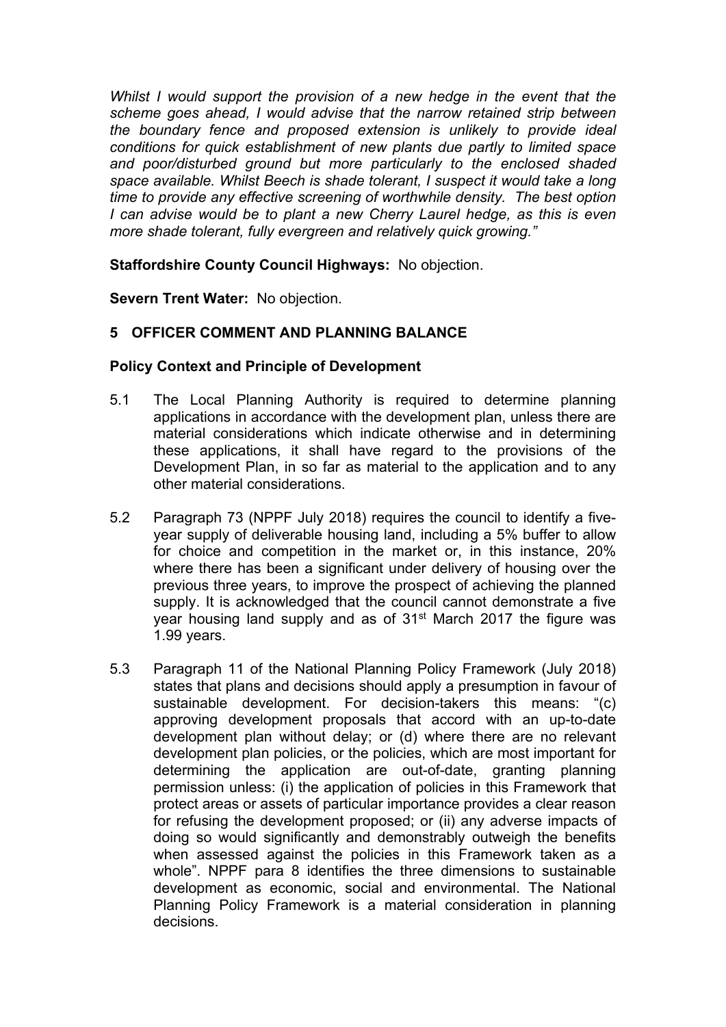*Whilst I would support the provision of a new hedge in the event that the scheme goes ahead, I would advise that the narrow retained strip between the boundary fence and proposed extension is unlikely to provide ideal conditions for quick establishment of new plants due partly to limited space and poor/disturbed ground but more particularly to the enclosed shaded space available. Whilst Beech is shade tolerant, I suspect it would take a long time to provide any effective screening of worthwhile density. The best option I can advise would be to plant a new Cherry Laurel hedge, as this is even more shade tolerant, fully evergreen and relatively quick growing."*

**Staffordshire County Council Highways:** No objection.

**Severn Trent Water:** No objection.

## 5 OFFICER COMMENT AND PLANNING BALANCE

### Policy Context and Principle of Development

5.1 The Local Planning Authority is required to determine planning applications in accordance with the development plan, unless there are material considerations which indicate otherwise and in determining these applications, it shall have regard to the provisions of the Development Plan, in so far as material to the application and to any other material considerations.

5.2 Paragraph 73 (NPPF July 2018) requires the council to identify a five-year supply of deliverable housing land, including a 5% buffer to allow for choice and competition in the market or, in this instance, 20% where there has been a significant under delivery of housing over the previous three years, to improve the prospect of achieving the planned supply. It is acknowledged that the council cannot demonstrate a five year housing land supply and as of 31st March 2017 the figure was 1.99 years.

5.3 Paragraph 11 of the National Planning Policy Framework (July 2018) states that plans and decisions should apply a presumption in favour of sustainable development. For decision-takers this means: "(c) approving development proposals that accord with an up-to-date development plan without delay; or (d) where there are no relevant development plan policies, or the policies, which are most important for determining the application are out-of-date, granting planning permission unless: (i) the application of policies in this Framework that protect areas or assets of particular importance provides a clear reason for refusing the development proposed; or (ii) any adverse impacts of doing so would significantly and demonstrably outweigh the benefits when assessed against the policies in this Framework taken as a whole". NPPF para 8 identifies the three dimensions to sustainable development as economic, social and environmental. The National Planning Policy Framework is a material consideration in planning decisions.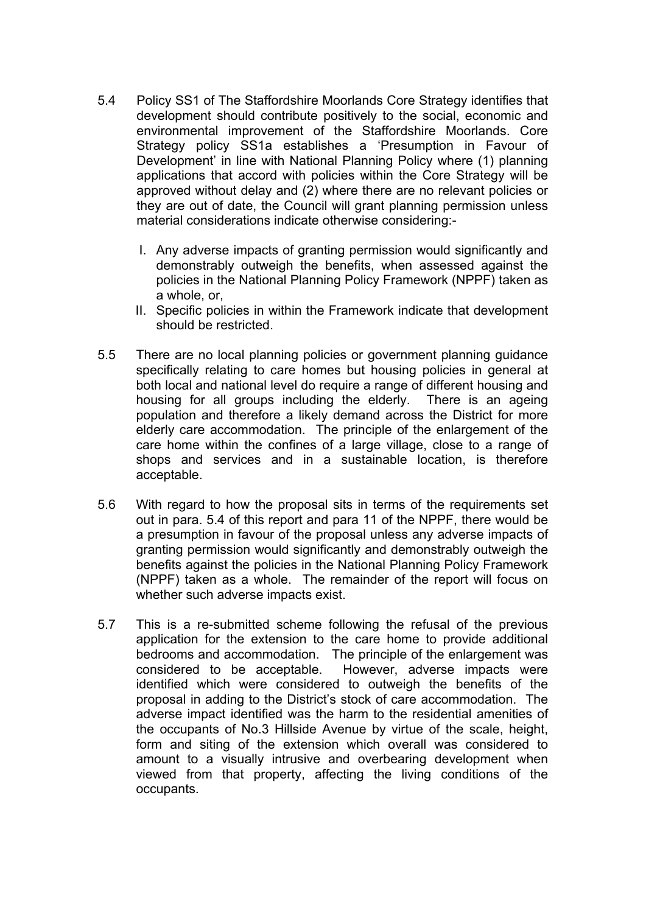5.4 Policy SS1 of The Staffordshire Moorlands Core Strategy identifies that development should contribute positively to the social, economic and environmental improvement of the Staffordshire Moorlands. Core Strategy policy SS1a establishes a 'Presumption in Favour of Development' in line with National Planning Policy where (1) planning applications that accord with policies within the Core Strategy will be approved without delay and (2) where there are no relevant policies or they are out of date, the Council will grant planning permission unless material considerations indicate otherwise considering:-

   I. Any adverse impacts of granting permission would significantly and demonstrably outweigh the benefits, when assessed against the policies in the National Planning Policy Framework (NPPF) taken as a whole, or,
   II. Specific policies in within the Framework indicate that development should be restricted.

5.5 There are no local planning policies or government planning guidance specifically relating to care homes but housing policies in general at both local and national level do require a range of different housing and housing for all groups including the elderly. There is an ageing population and therefore a likely demand across the District for more elderly care accommodation. The principle of the enlargement of the care home within the confines of a large village, close to a range of shops and services and in a sustainable location, is therefore acceptable.

5.6 With regard to how the proposal sits in terms of the requirements set out in para. 5.4 of this report and para 11 of the NPPF, there would be a presumption in favour of the proposal unless any adverse impacts of granting permission would significantly and demonstrably outweigh the benefits against the policies in the National Planning Policy Framework (NPPF) taken as a whole. The remainder of the report will focus on whether such adverse impacts exist.

5.7 This is a re-submitted scheme following the refusal of the previous application for the extension to the care home to provide additional bedrooms and accommodation. The principle of the enlargement was considered to be acceptable. However, adverse impacts were identified which were considered to outweigh the benefits of the proposal in adding to the District's stock of care accommodation. The adverse impact identified was the harm to the residential amenities of the occupants of No.3 Hillside Avenue by virtue of the scale, height, form and siting of the extension which overall was considered to amount to a visually intrusive and overbearing development when viewed from that property, affecting the living conditions of the occupants.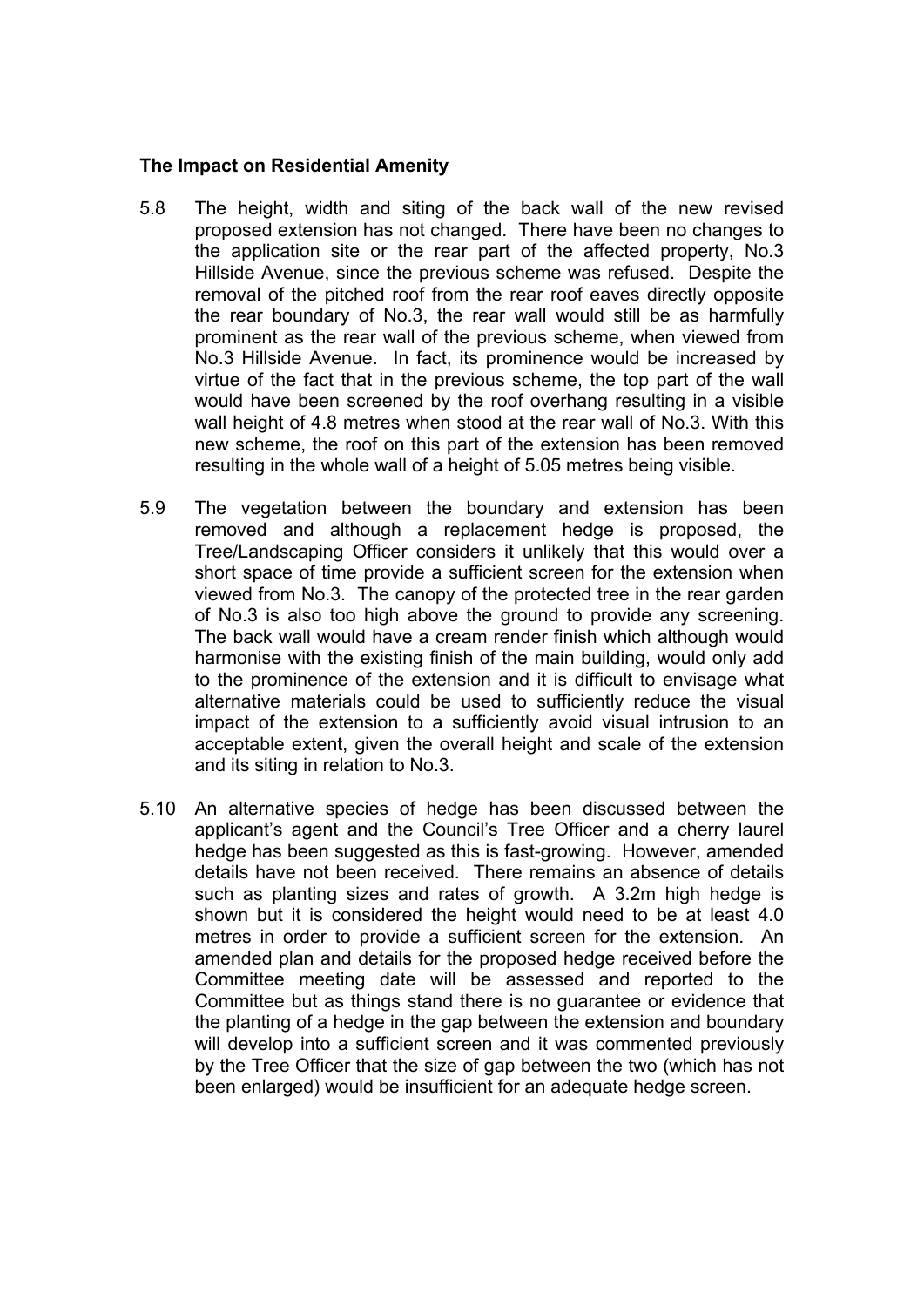**The Impact on Residential Amenity**

5.8 The height, width and siting of the back wall of the new revised proposed extension has not changed. There have been no changes to the application site or the rear part of the affected property, No.3 Hillside Avenue, since the previous scheme was refused. Despite the removal of the pitched roof from the rear roof eaves directly opposite the rear boundary of No.3, the rear wall would still be as harmfully prominent as the rear wall of the previous scheme, when viewed from No.3 Hillside Avenue. In fact, its prominence would be increased by virtue of the fact that in the previous scheme, the top part of the wall would have been screened by the roof overhang resulting in a visible wall height of 4.8 metres when stood at the rear wall of No.3. With this new scheme, the roof on this part of the extension has been removed resulting in the whole wall of a height of 5.05 metres being visible.

5.9 The vegetation between the boundary and extension has been removed and although a replacement hedge is proposed, the Tree/Landscaping Officer considers it unlikely that this would over a short space of time provide a sufficient screen for the extension when viewed from No.3. The canopy of the protected tree in the rear garden of No.3 is also too high above the ground to provide any screening. The back wall would have a cream render finish which although would harmonise with the existing finish of the main building, would only add to the prominence of the extension and it is difficult to envisage what alternative materials could be used to sufficiently reduce the visual impact of the extension to a sufficiently avoid visual intrusion to an acceptable extent, given the overall height and scale of the extension and its siting in relation to No.3.

5.10 An alternative species of hedge has been discussed between the applicant's agent and the Council's Tree Officer and a cherry laurel hedge has been suggested as this is fast-growing. However, amended details have not been received. There remains an absence of details such as planting sizes and rates of growth. A 3.2m high hedge is shown but it is considered the height would need to be at least 4.0 metres in order to provide a sufficient screen for the extension. An amended plan and details for the proposed hedge received before the Committee meeting date will be assessed and reported to the Committee but as things stand there is no guarantee or evidence that the planting of a hedge in the gap between the extension and boundary will develop into a sufficient screen and it was commented previously by the Tree Officer that the size of gap between the two (which has not been enlarged) would be insufficient for an adequate hedge screen.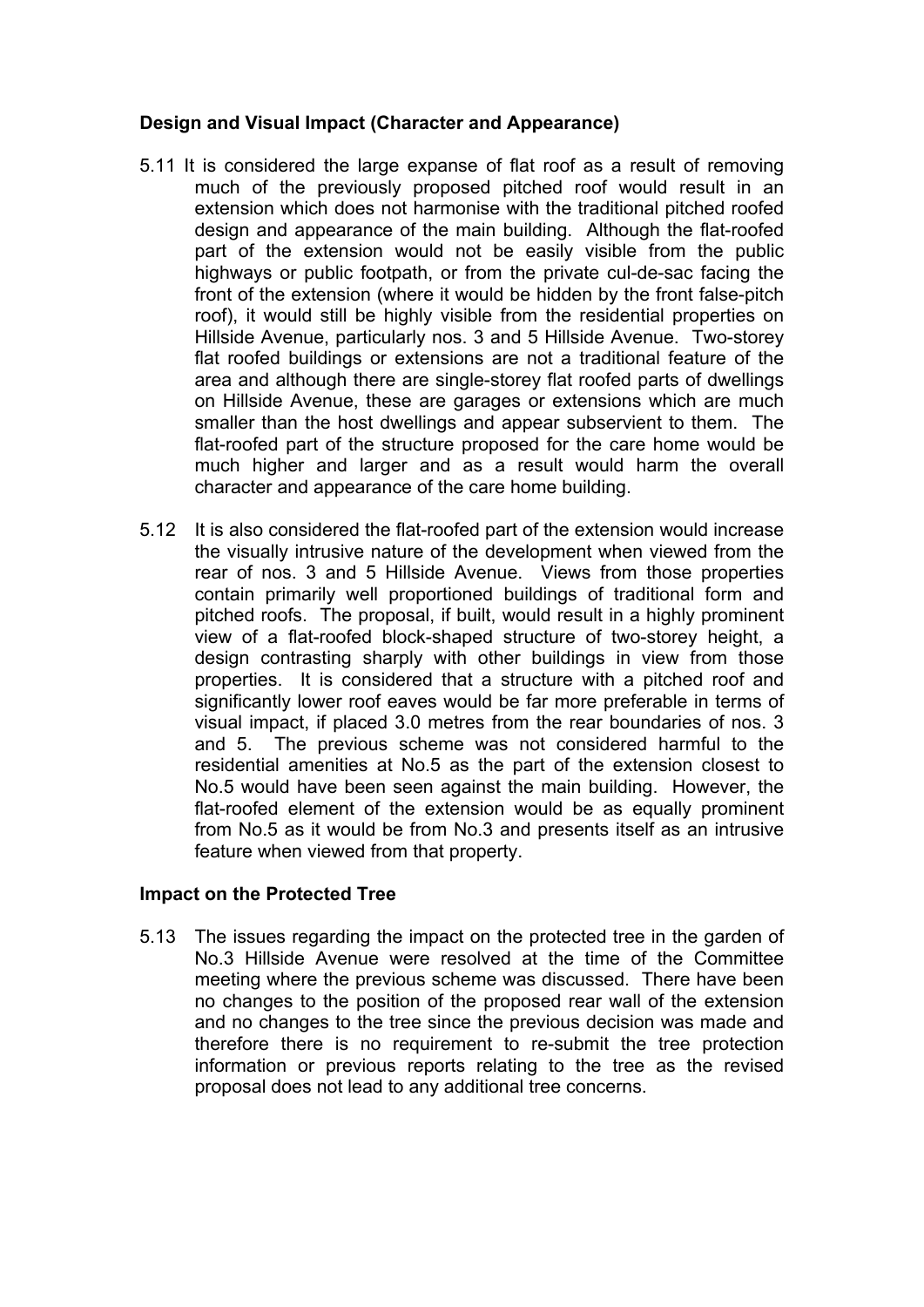**Design and Visual Impact (Character and Appearance)**

5.11 It is considered the large expanse of flat roof as a result of removing much of the previously proposed pitched roof would result in an extension which does not harmonise with the traditional pitched roofed design and appearance of the main building. Although the flat-roofed part of the extension would not be easily visible from the public highways or public footpath, or from the private cul-de-sac facing the front of the extension (where it would be hidden by the front false-pitch roof), it would still be highly visible from the residential properties on Hillside Avenue, particularly nos. 3 and 5 Hillside Avenue. Two-storey flat roofed buildings or extensions are not a traditional feature of the area and although there are single-storey flat roofed parts of dwellings on Hillside Avenue, these are garages or extensions which are much smaller than the host dwellings and appear subservient to them. The flat-roofed part of the structure proposed for the care home would be much higher and larger and as a result would harm the overall character and appearance of the care home building.

5.12 It is also considered the flat-roofed part of the extension would increase the visually intrusive nature of the development when viewed from the rear of nos. 3 and 5 Hillside Avenue. Views from those properties contain primarily well proportioned buildings of traditional form and pitched roofs. The proposal, if built, would result in a highly prominent view of a flat-roofed block-shaped structure of two-storey height, a design contrasting sharply with other buildings in view from those properties. It is considered that a structure with a pitched roof and significantly lower roof eaves would be far more preferable in terms of visual impact, if placed 3.0 metres from the rear boundaries of nos. 3 and 5. The previous scheme was not considered harmful to the residential amenities at No.5 as the part of the extension closest to No.5 would have been seen against the main building. However, the flat-roofed element of the extension would be as equally prominent from No.5 as it would be from No.3 and presents itself as an intrusive feature when viewed from that property.

**Impact on the Protected Tree**

5.13 The issues regarding the impact on the protected tree in the garden of No.3 Hillside Avenue were resolved at the time of the Committee meeting where the previous scheme was discussed. There have been no changes to the position of the proposed rear wall of the extension and no changes to the tree since the previous decision was made and therefore there is no requirement to re-submit the tree protection information or previous reports relating to the tree as the revised proposal does not lead to any additional tree concerns.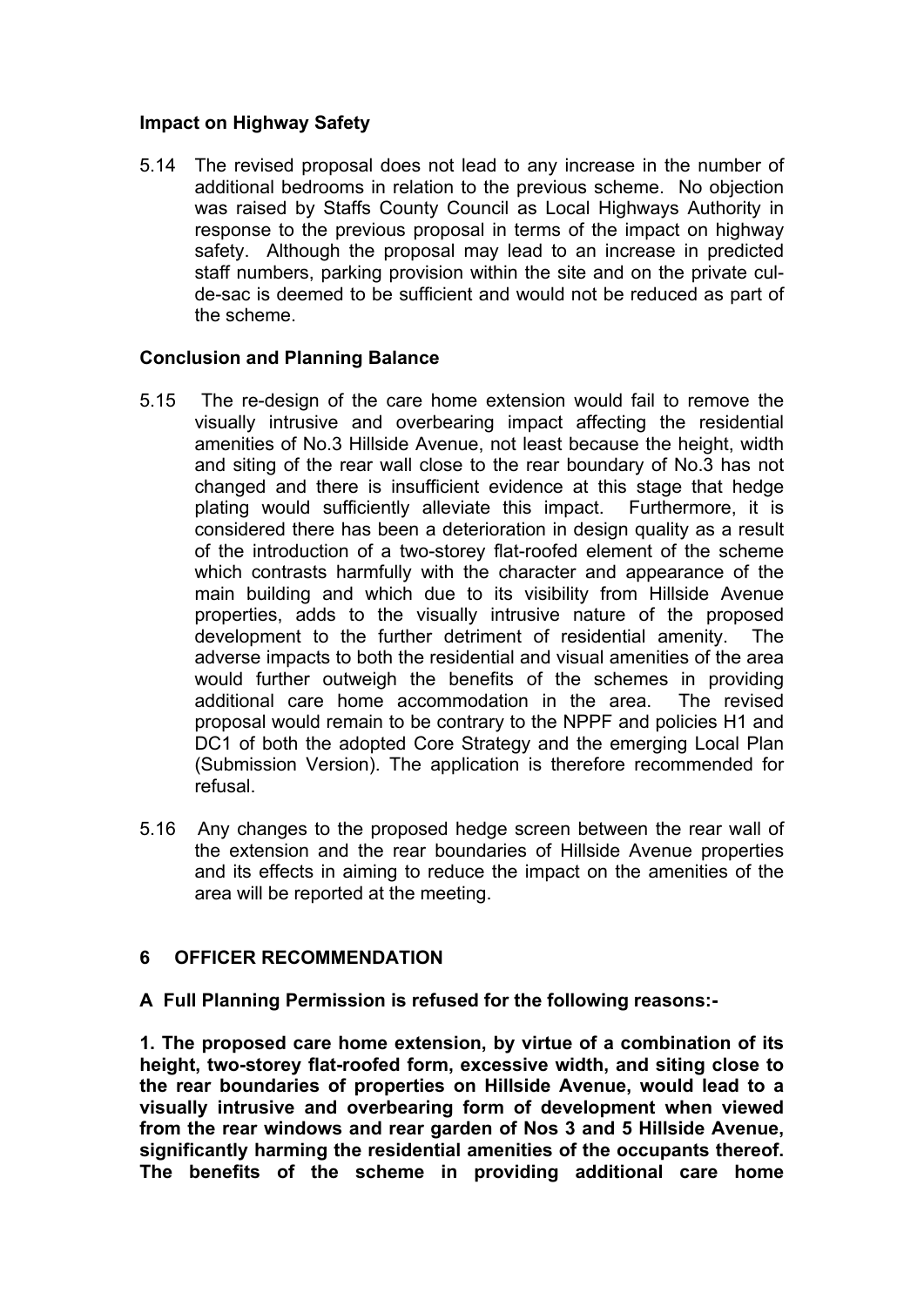**Impact on Highway Safety**

5.14 The revised proposal does not lead to any increase in the number of additional bedrooms in relation to the previous scheme. No objection was raised by Staffs County Council as Local Highways Authority in response to the previous proposal in terms of the impact on highway safety. Although the proposal may lead to an increase in predicted staff numbers, parking provision within the site and on the private cul-de-sac is deemed to be sufficient and would not be reduced as part of the scheme.

**Conclusion and Planning Balance**

5.15 The re-design of the care home extension would fail to remove the visually intrusive and overbearing impact affecting the residential amenities of No.3 Hillside Avenue, not least because the height, width and siting of the rear wall close to the rear boundary of No.3 has not changed and there is insufficient evidence at this stage that hedge plating would sufficiently alleviate this impact. Furthermore, it is considered there has been a deterioration in design quality as a result of the introduction of a two-storey flat-roofed element of the scheme which contrasts harmfully with the character and appearance of the main building and which due to its visibility from Hillside Avenue properties, adds to the visually intrusive nature of the proposed development to the further detriment of residential amenity. The adverse impacts to both the residential and visual amenities of the area would further outweigh the benefits of the schemes in providing additional care home accommodation in the area. The revised proposal would remain to be contrary to the NPPF and policies H1 and DC1 of both the adopted Core Strategy and the emerging Local Plan (Submission Version). The application is therefore recommended for refusal.

5.16 Any changes to the proposed hedge screen between the rear wall of the extension and the rear boundaries of Hillside Avenue properties and its effects in aiming to reduce the impact on the amenities of the area will be reported at the meeting.

## 6 OFFICER RECOMMENDATION

**A Full Planning Permission is refused for the following reasons:-**

**1. The proposed care home extension, by virtue of a combination of its height, two-storey flat-roofed form, excessive width, and siting close to the rear boundaries of properties on Hillside Avenue, would lead to a visually intrusive and overbearing form of development when viewed from the rear windows and rear garden of Nos 3 and 5 Hillside Avenue, significantly harming the residential amenities of the occupants thereof. The benefits of the scheme in providing additional care home**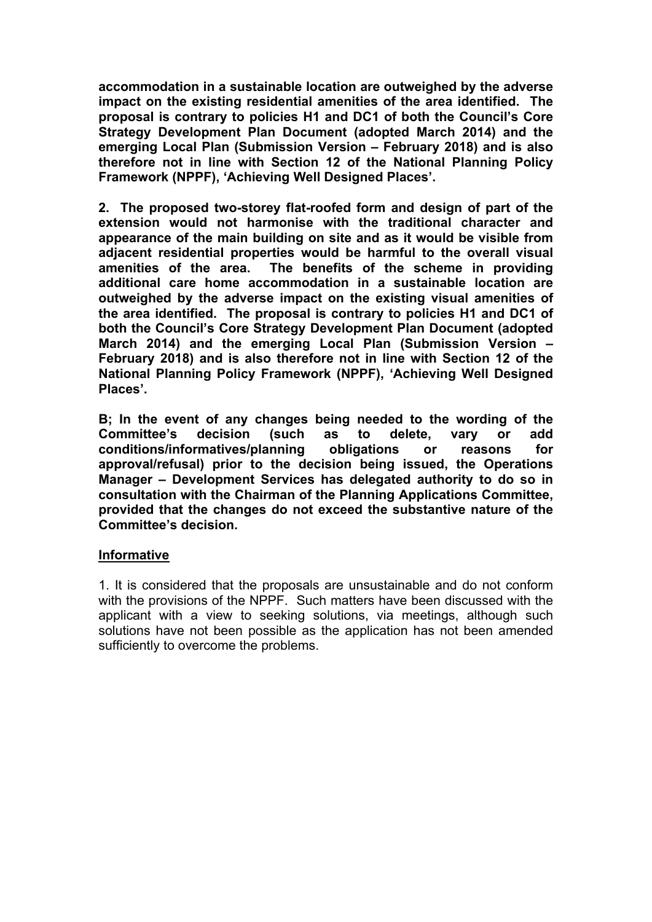**accommodation in a sustainable location are outweighed by the adverse impact on the existing residential amenities of the area identified. The proposal is contrary to policies H1 and DC1 of both the Council's Core Strategy Development Plan Document (adopted March 2014) and the emerging Local Plan (Submission Version – February 2018) and is also therefore not in line with Section 12 of the National Planning Policy Framework (NPPF), 'Achieving Well Designed Places'.**

**2. The proposed two-storey flat-roofed form and design of part of the extension would not harmonise with the traditional character and appearance of the main building on site and as it would be visible from adjacent residential properties would be harmful to the overall visual amenities of the area. The benefits of the scheme in providing additional care home accommodation in a sustainable location are outweighed by the adverse impact on the existing visual amenities of the area identified. The proposal is contrary to policies H1 and DC1 of both the Council's Core Strategy Development Plan Document (adopted March 2014) and the emerging Local Plan (Submission Version – February 2018) and is also therefore not in line with Section 12 of the National Planning Policy Framework (NPPF), 'Achieving Well Designed Places'.**

**B; In the event of any changes being needed to the wording of the Committee's decision (such as to delete, vary or add conditions/informatives/planning obligations or reasons for approval/refusal) prior to the decision being issued, the Operations Manager – Development Services has delegated authority to do so in consultation with the Chairman of the Planning Applications Committee, provided that the changes do not exceed the substantive nature of the Committee's decision.**

**Informative**

1. It is considered that the proposals are unsustainable and do not conform with the provisions of the NPPF. Such matters have been discussed with the applicant with a view to seeking solutions, via meetings, although such solutions have not been possible as the application has not been amended sufficiently to overcome the problems.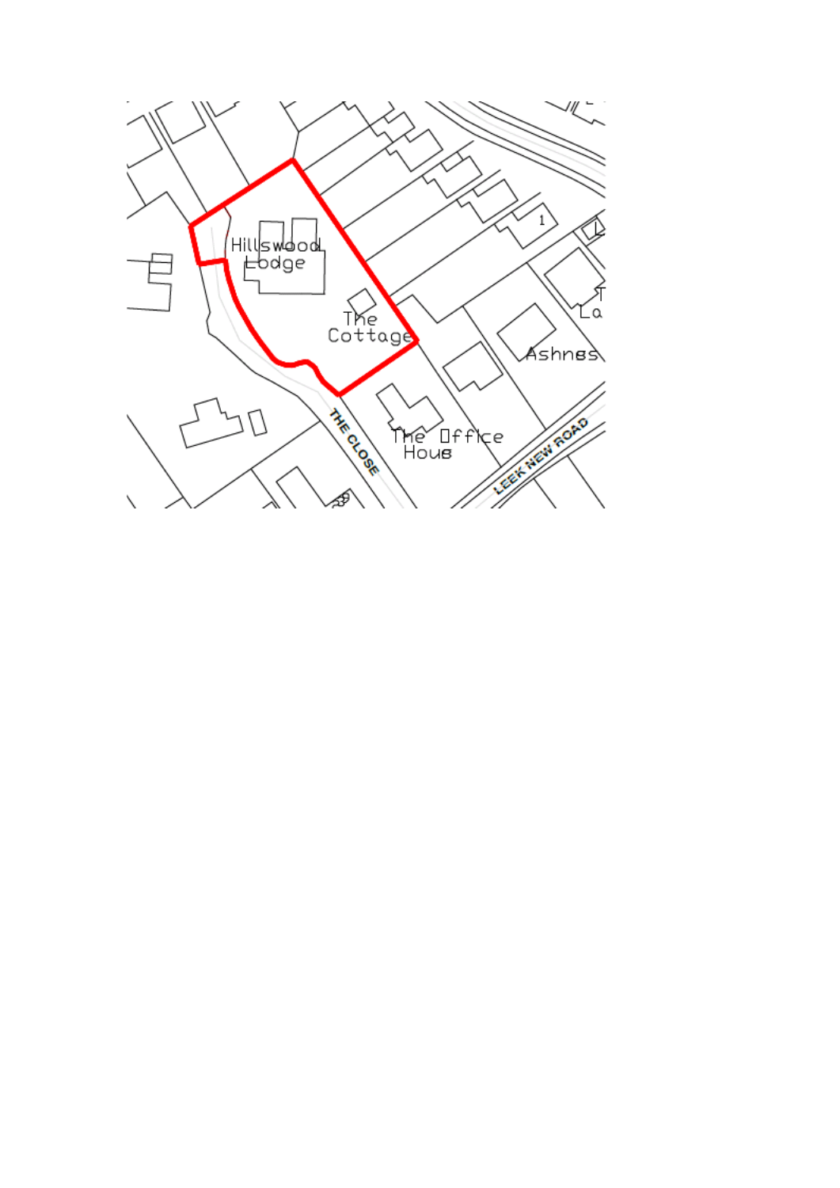Hillswood Lodge

The Cottage

THE CLOSE

The Office House

Ashnes

LEEK NEW ROAD

1